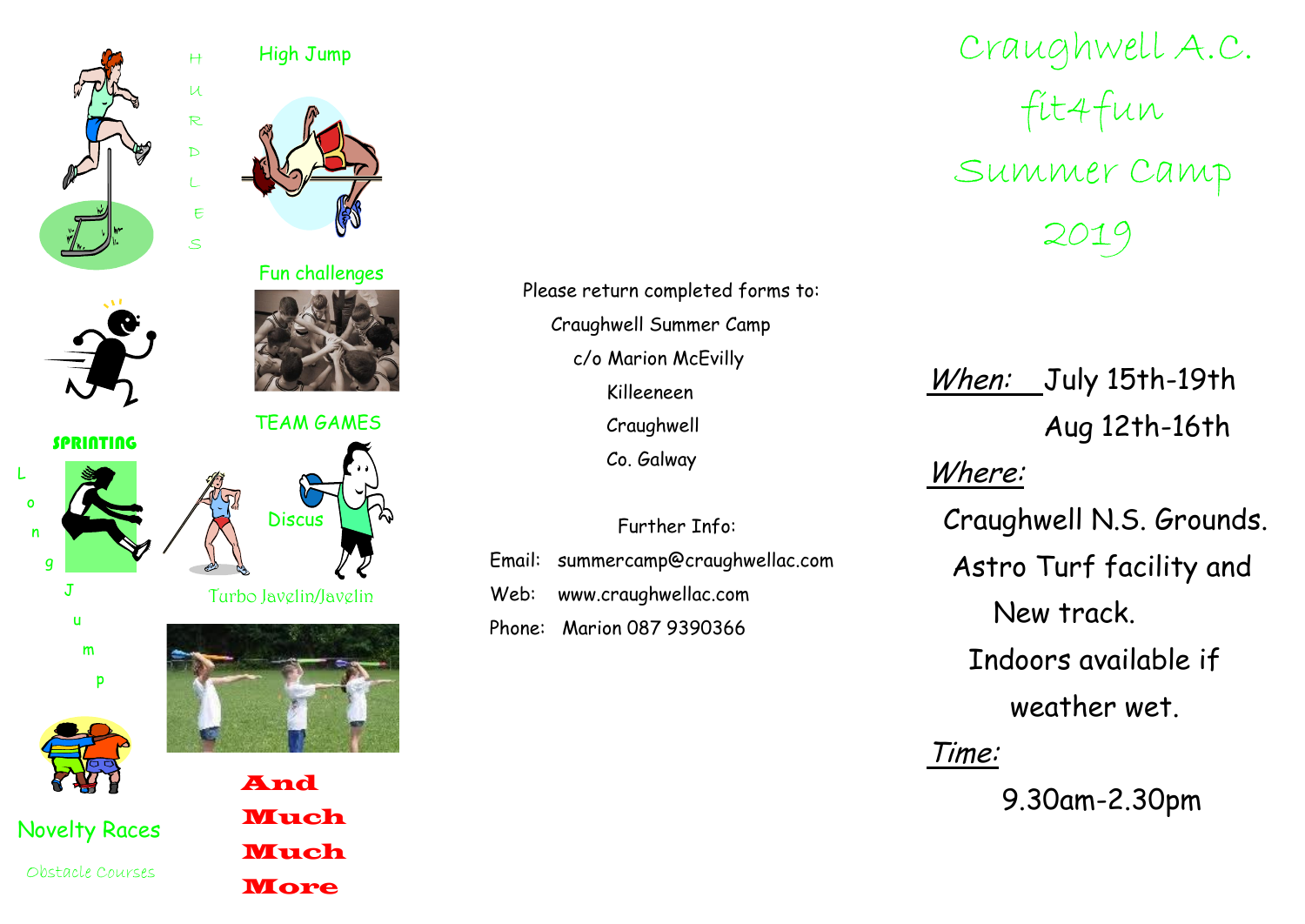# Craughwell A.C.

# fit4fun

# Summer Camp

# 2019

*When:* July 15th-19th

Aug 12th-16th

*Where:*

Craughwell N.S. Grounds.

Astro Turf facility and

New track.

Indoors available if

weather wet.

*Time:*

9.30am-2.30pm

Please return completed forms to:

Craughwell Summer Camp

c/o Marion McEvilly

Killeeneen

Craughwell

Co. Galway

Further Info:

Email: summercamp@craughwellac.com

Web: www.craughwellac.com

Phone: Marion 087 9390366

HURDLES

High Jump

Fun challenges

SPRINTING

TEAM GAMES

Long Jump

Discus

Turbo Javelin/Javelin

Novelty Races

Obstacle Courses

**And Much Much More**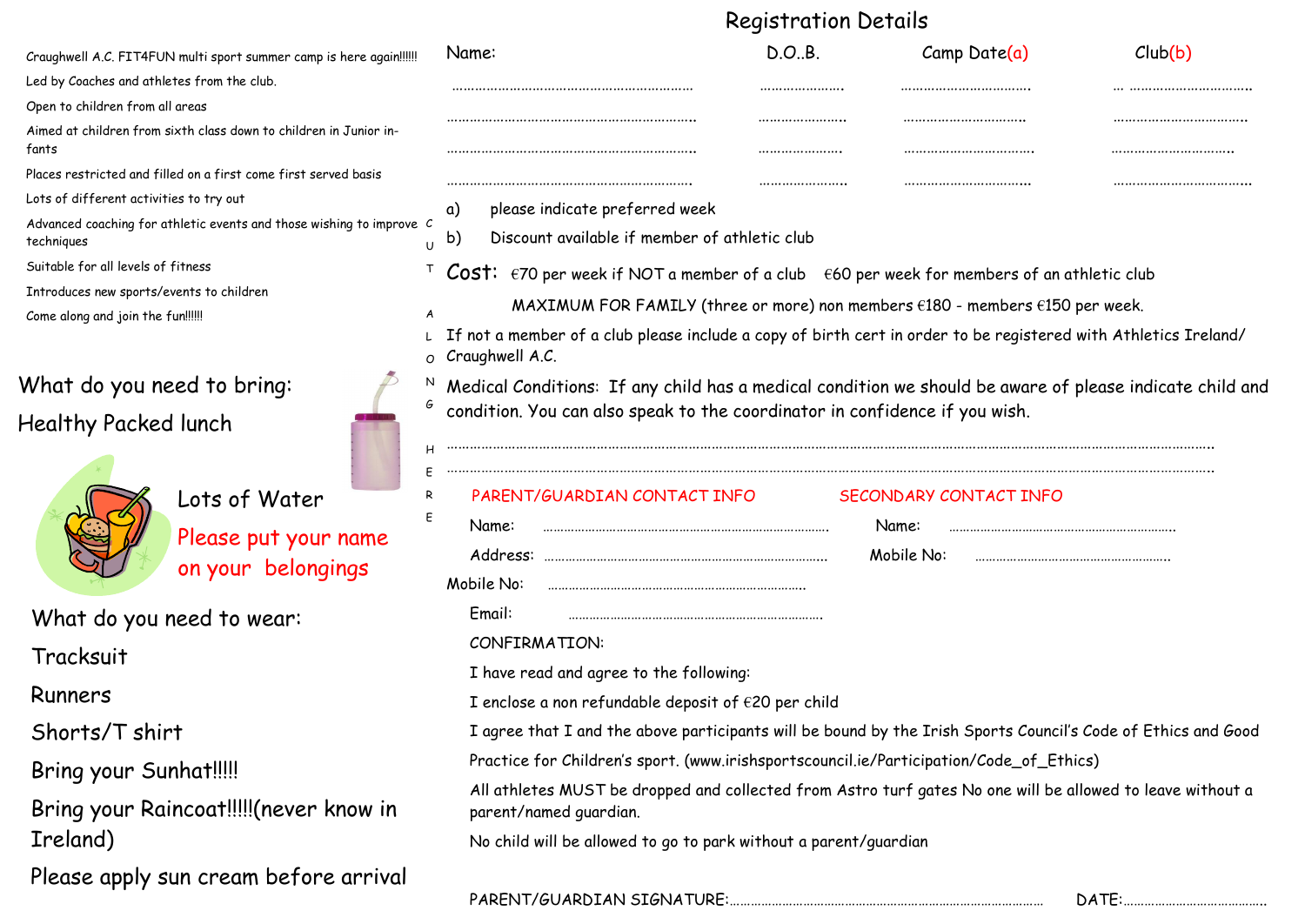Craughwell A.C. FIT4FUN multi sport summer camp is here again!!!!!!

Led by Coaches and athletes from the club.

Open to children from all areas

Aimed at children from sixth class down to children in Junior infants

Places restricted and filled on a first come first served basis

Lots of different activities to try out

Advanced coaching for athletic events and those wishing to improve techniques

Suitable for all levels of fitness

Introduces new sports/events to children

Come along and join the fun!!!!!!

## What do you need to bring:

Healthy Packed lunch

Lots of Water

Please put your name on your belongings

## What do you need to wear:

Tracksuit

Runners

Shorts/T shirt

Bring your Sunhat!!!!!

Bring your Raincoat!!!!!(never know in Ireland)

Please apply sun cream before arrival

CUT ALONG HERE

# Registration Details

| Name: | D.O..B. | Camp Date(a) | Club(b) |
|---|---|---|---|
| ………………………………… | ……………… | ……………………… | ……………………… |
| ………………………………… | ……………… | ……………………… | ……………………… |
| ………………………………… | ……………… | ……………………… | ……………………… |
| ………………………………… | ……………… | ……………………… | ……………………… |

a) please indicate preferred week

b) Discount available if member of athletic club

**Cost:** €70 per week if NOT a member of a club €60 per week for members of an athletic club

MAXIMUM FOR FAMILY (three or more) non members €180 - members €150 per week.

If not a member of a club please include a copy of birth cert in order to be registered with Athletics Ireland/ Craughwell A.C.

Medical Conditions: If any child has a medical condition we should be aware of please indicate child and condition. You can also speak to the coordinator in confidence if you wish.

………………………………………………………………………………………………………………

………………………………………………………………………………………………………………

**PARENT/GUARDIAN CONTACT INFO**

Name: ……………………………………………

Address: ……………………………………………

Mobile No: ……………………………………………

Email: ……………………………………………

**SECONDARY CONTACT INFO**

Name: ……………………………………………

Mobile No: ……………………………………………

CONFIRMATION:

I have read and agree to the following:

I enclose a non refundable deposit of €20 per child

I agree that I and the above participants will be bound by the Irish Sports Council's Code of Ethics and Good Practice for Children's sport. (www.irishsportscouncil.ie/Participation/Code_of_Ethics)

All athletes MUST be dropped and collected from Astro turf gates No one will be allowed to leave without a parent/named guardian.

No child will be allowed to go to park without a parent/guardian

PARENT/GUARDIAN SIGNATURE:…………………………………………… DATE:………………………